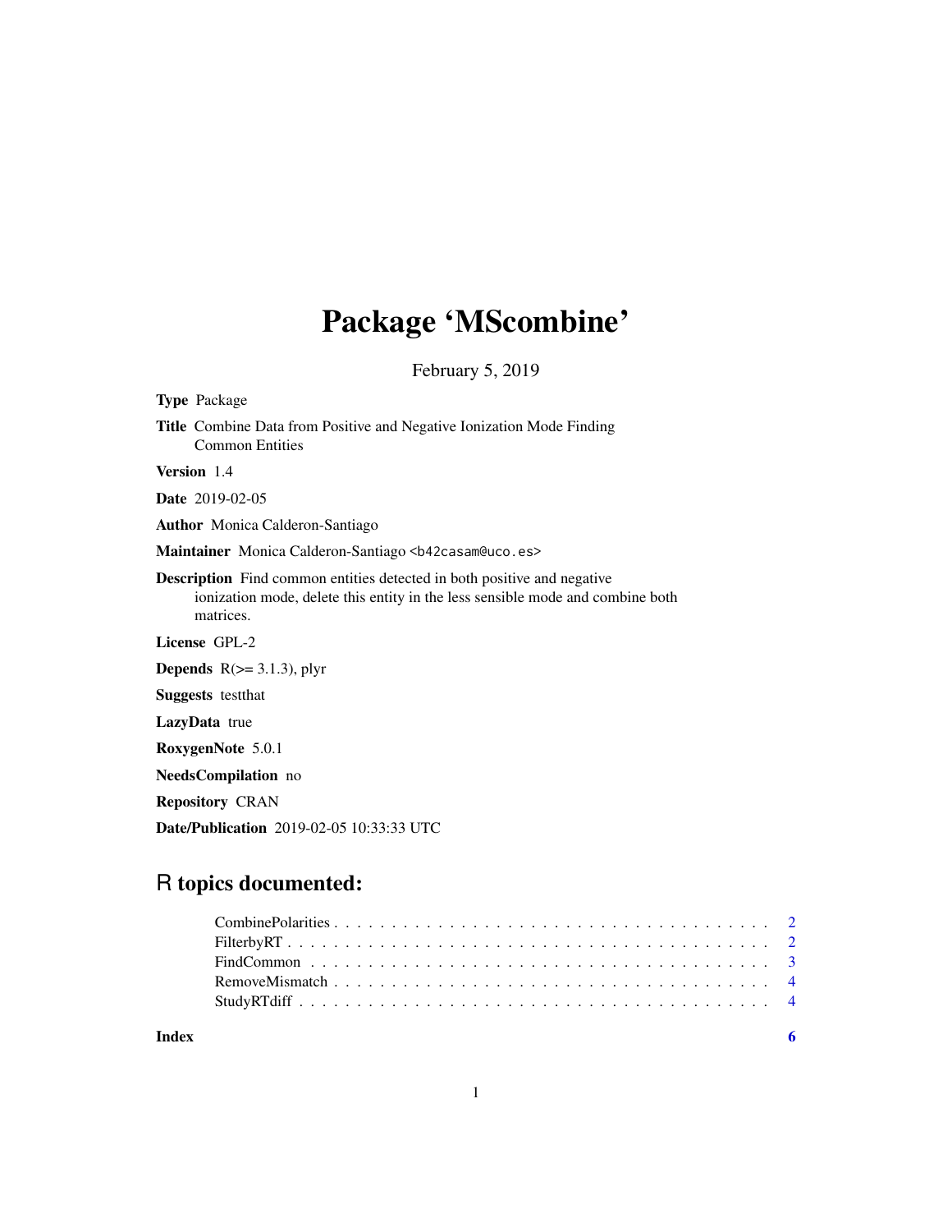# Package 'MScombine'

February 5, 2019

**Type** Package

**Title** Combine Data from Positive and Negative Ionization Mode Finding Common Entities

**Version** 1.4

**Date** 2019-02-05

**Author** Monica Calderon-Santiago

**Maintainer** Monica Calderon-Santiago <b42casam@uco.es>

**Description** Find common entities detected in both positive and negative ionization mode, delete this entity in the less sensible mode and combine both matrices.

**License** GPL-2

**Depends** R(>= 3.1.3), plyr

**Suggests** testthat

**LazyData** true

**RoxygenNote** 5.0.1

**NeedsCompilation** no

**Repository** CRAN

**Date/Publication** 2019-02-05 10:33:33 UTC

## R topics documented:

- CombinePolarities . . . . . . . . . . . . . . . . . . . . . . . . . . . . . . . . . . . . 2
- FilterbyRT . . . . . . . . . . . . . . . . . . . . . . . . . . . . . . . . . . . . . . . . 2
- FindCommon . . . . . . . . . . . . . . . . . . . . . . . . . . . . . . . . . . . . . . 3
- RemoveMismatch . . . . . . . . . . . . . . . . . . . . . . . . . . . . . . . . . . . . 4
- StudyRTdiff . . . . . . . . . . . . . . . . . . . . . . . . . . . . . . . . . . . . . . . 4

**Index** 6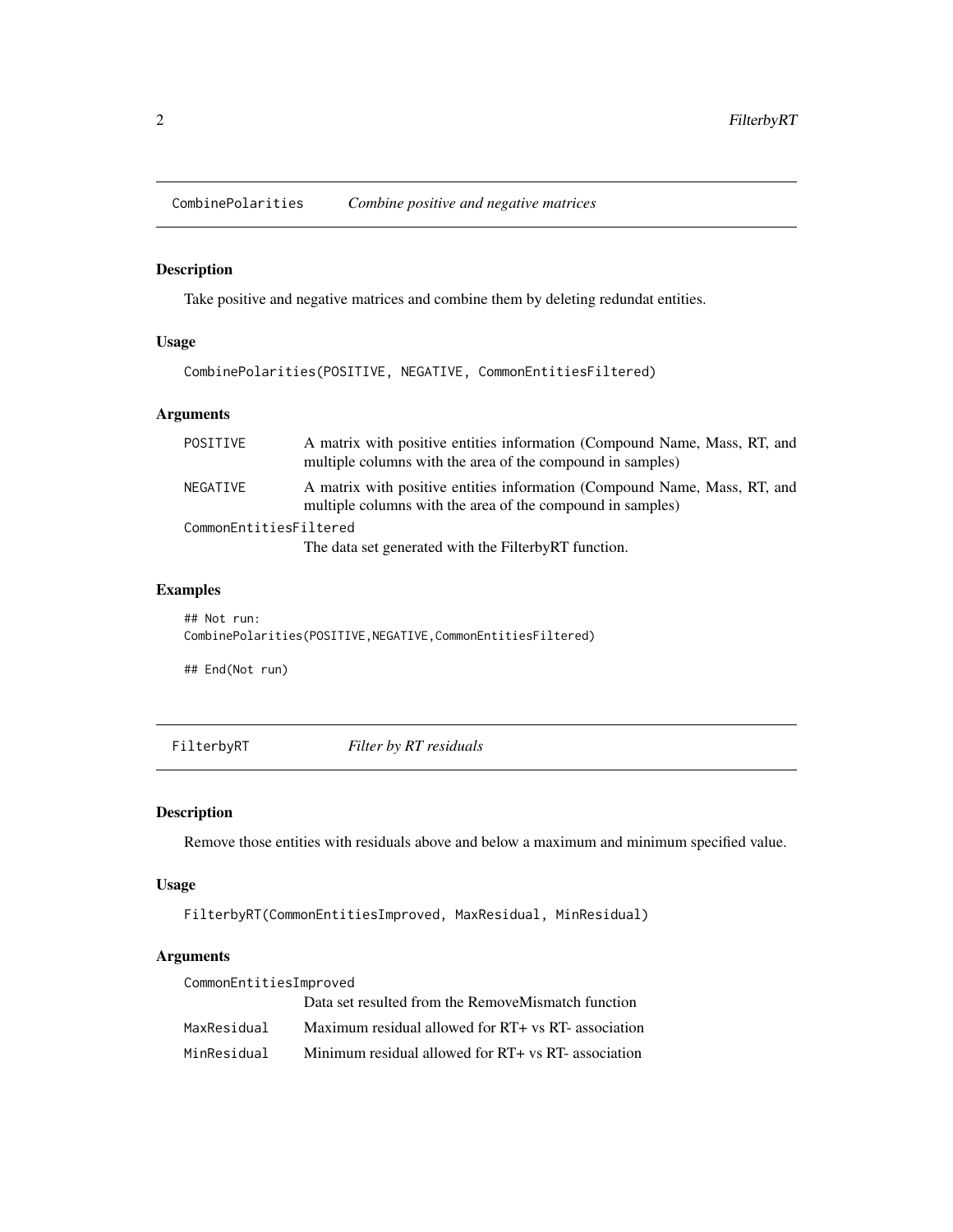## CombinePolarities — *Combine positive and negative matrices*

### Description

Take positive and negative matrices and combine them by deleting redundat entities.

### Usage

```
CombinePolarities(POSITIVE, NEGATIVE, CommonEntitiesFiltered)
```

### Arguments

| | |
|---|---|
| POSITIVE | A matrix with positive entities information (Compound Name, Mass, RT, and multiple columns with the area of the compound in samples) |
| NEGATIVE | A matrix with positive entities information (Compound Name, Mass, RT, and multiple columns with the area of the compound in samples) |
| CommonEntitiesFiltered | The data set generated with the FilterbyRT function. |

### Examples

```
## Not run:
CombinePolarities(POSITIVE,NEGATIVE,CommonEntitiesFiltered)

## End(Not run)
```

## FilterbyRT — *Filter by RT residuals*

### Description

Remove those entities with residuals above and below a maximum and minimum specified value.

### Usage

```
FilterbyRT(CommonEntitiesImproved, MaxResidual, MinResidual)
```

### Arguments

| | |
|---|---|
| CommonEntitiesImproved | Data set resulted from the RemoveMismatch function |
| MaxResidual | Maximum residual allowed for RT+ vs RT- association |
| MinResidual | Minimum residual allowed for RT+ vs RT- association |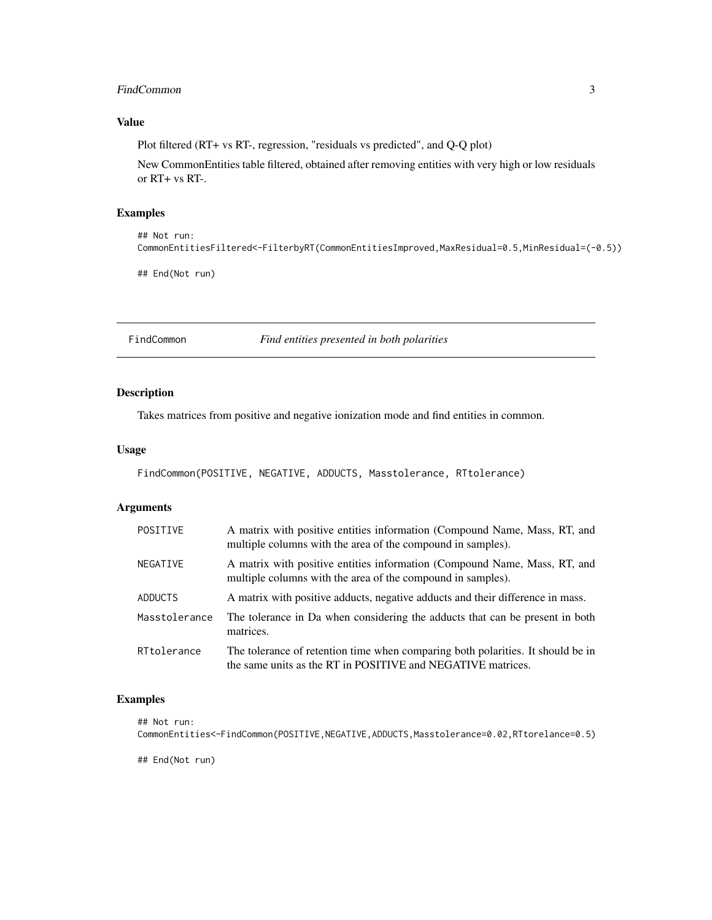### Value

Plot filtered (RT+ vs RT-, regression, "residuals vs predicted", and Q-Q plot)

New CommonEntities table filtered, obtained after removing entities with very high or low residuals or RT+ vs RT-.

### Examples

```
## Not run:
CommonEntitiesFiltered<-FilterbyRT(CommonEntitiesImproved,MaxResidual=0.5,MinResidual=(-0.5))

## End(Not run)
```

---

## FindCommon — *Find entities presented in both polarities*

---

### Description

Takes matrices from positive and negative ionization mode and find entities in common.

### Usage

```
FindCommon(POSITIVE, NEGATIVE, ADDUCTS, Masstolerance, RTtolerance)
```

### Arguments

| | |
|---|---|
| POSITIVE | A matrix with positive entities information (Compound Name, Mass, RT, and multiple columns with the area of the compound in samples). |
| NEGATIVE | A matrix with positive entities information (Compound Name, Mass, RT, and multiple columns with the area of the compound in samples). |
| ADDUCTS | A matrix with positive adducts, negative adducts and their difference in mass. |
| Masstolerance | The tolerance in Da when considering the adducts that can be present in both matrices. |
| RTtolerance | The tolerance of retention time when comparing both polarities. It should be in the same units as the RT in POSITIVE and NEGATIVE matrices. |

### Examples

```
## Not run:
CommonEntities<-FindCommon(POSITIVE,NEGATIVE,ADDUCTS,Masstolerance=0.02,RTtorelance=0.5)

## End(Not run)
```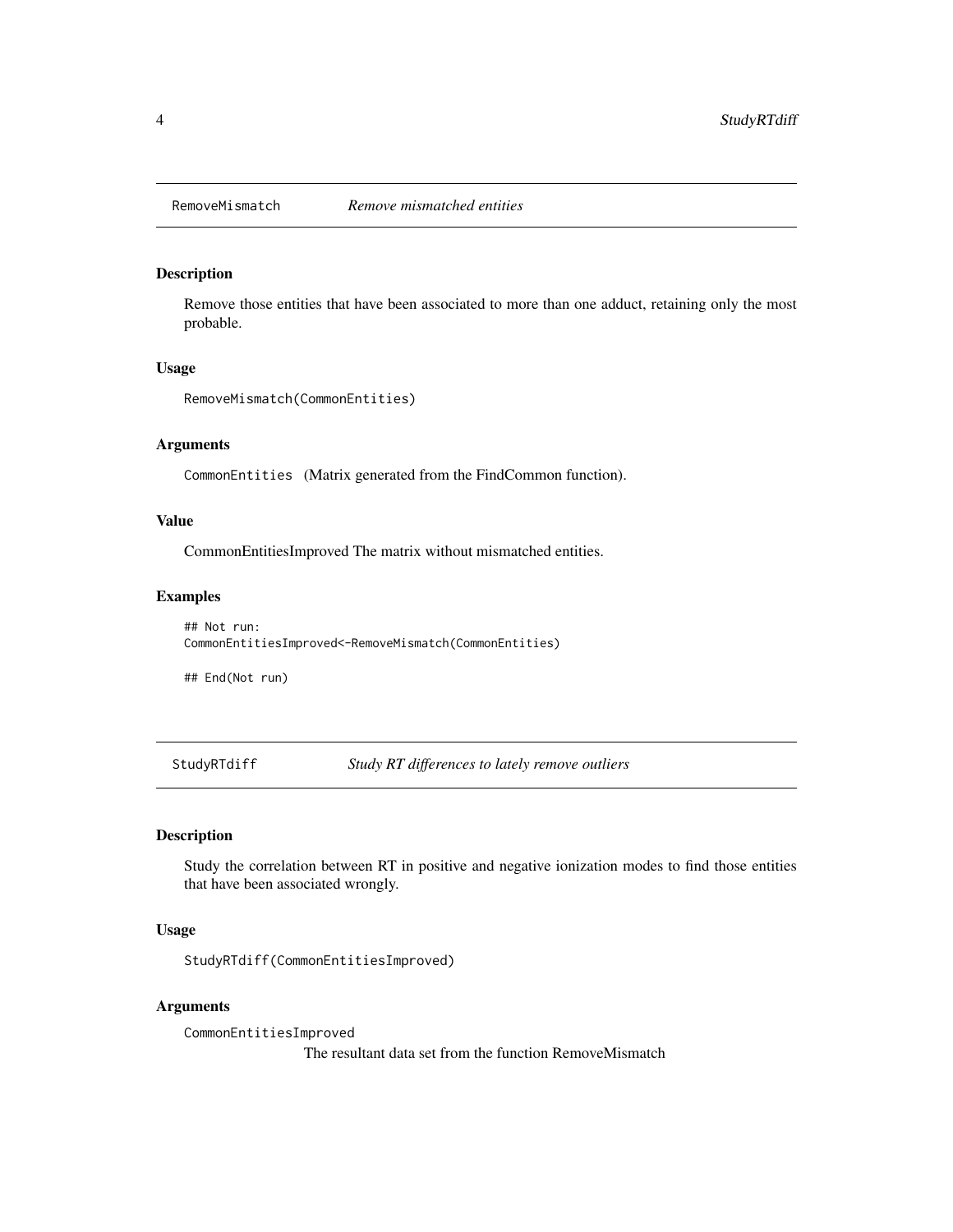## RemoveMismatch *Remove mismatched entities*

### Description

Remove those entities that have been associated to more than one adduct, retaining only the most probable.

### Usage

```
RemoveMismatch(CommonEntities)
```

### Arguments

`CommonEntities` (Matrix generated from the FindCommon function).

### Value

CommonEntitiesImproved The matrix without mismatched entities.

### Examples

```
## Not run:
CommonEntitiesImproved<-RemoveMismatch(CommonEntities)

## End(Not run)
```

## StudyRTdiff *Study RT differences to lately remove outliers*

### Description

Study the correlation between RT in positive and negative ionization modes to find those entities that have been associated wrongly.

### Usage

```
StudyRTdiff(CommonEntitiesImproved)
```

### Arguments

`CommonEntitiesImproved`
The resultant data set from the function RemoveMismatch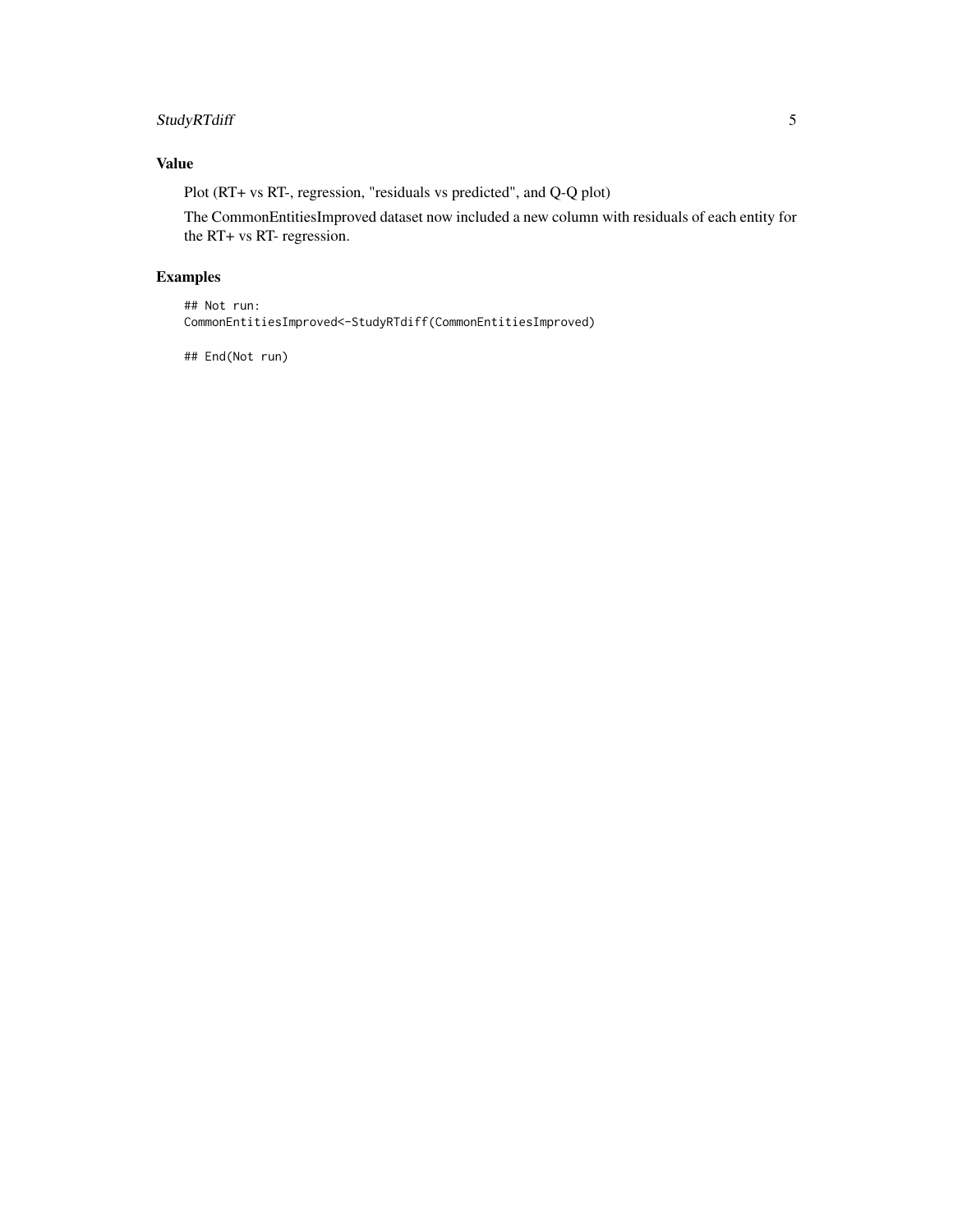## Value

Plot (RT+ vs RT-, regression, "residuals vs predicted", and Q-Q plot)

The CommonEntitiesImproved dataset now included a new column with residuals of each entity for the RT+ vs RT- regression.

## Examples

```
## Not run:
CommonEntitiesImproved<-StudyRTdiff(CommonEntitiesImproved)

## End(Not run)
```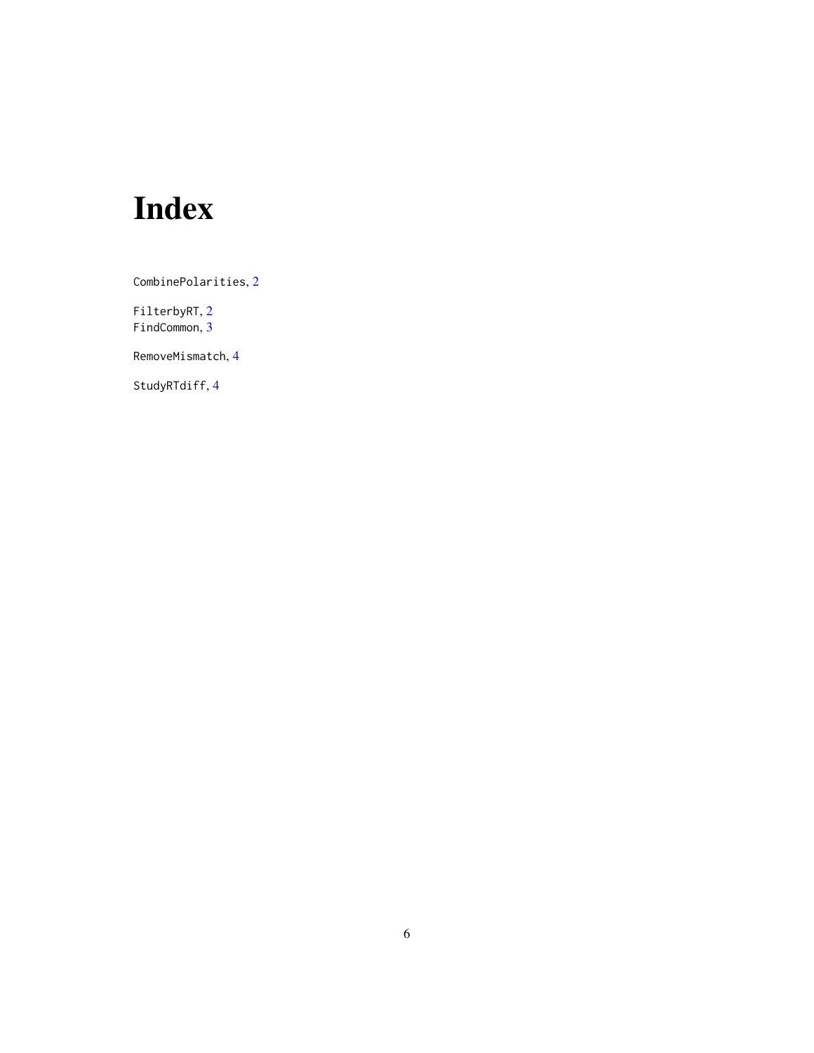# Index

CombinePolarities, 2

FilterbyRT, 2
FindCommon, 3

RemoveMismatch, 4

StudyRTdiff, 4